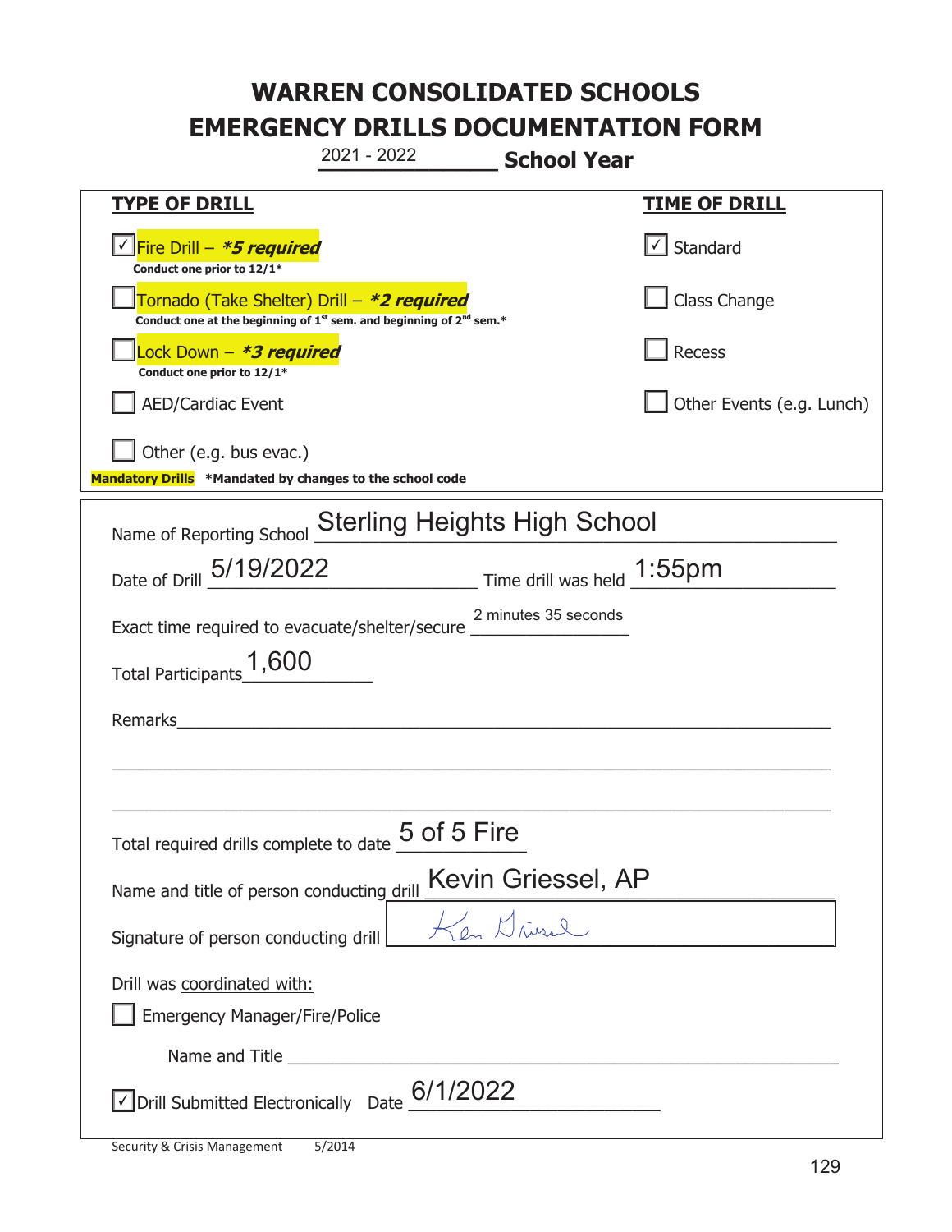# WARREN CONSOLIDATED SCHOOLS
# EMERGENCY DRILLS DOCUMENTATION FORM

2021 - 2022 **School Year**

| TYPE OF DRILL | TIME OF DRILL |
|---|---|
| ☑ Fire Drill – ***5 required*** <br> **Conduct one prior to 12/1*** | ☑ Standard |
| ☐ Tornado (Take Shelter) Drill – ***2 required*** <br> **Conduct one at the beginning of 1st sem. and beginning of 2nd sem.*** | ☐ Class Change |
| ☐ Lock Down – ***3 required*** <br> **Conduct one prior to 12/1*** | ☐ Recess |
| ☐ AED/Cardiac Event | ☐ Other Events (e.g. Lunch) |
| ☐ Other (e.g. bus evac.) | |

**Mandatory Drills** ***Mandated by changes to the school code**

Name of Reporting School: Sterling Heights High School

Date of Drill: 5/19/2022  Time drill was held: 1:55pm

Exact time required to evacuate/shelter/secure: 2 minutes 35 seconds

Total Participants: 1,600

Remarks: ______________________________

Total required drills complete to date: 5 of 5 Fire

Name and title of person conducting drill: Kevin Griessel, AP

Signature of person conducting drill: Ken Griessel

Drill was coordinated with:

☐ Emergency Manager/Fire/Police

Name and Title: ______________________________

☑ Drill Submitted Electronically  Date: 6/1/2022

Security & Crisis Management 5/2014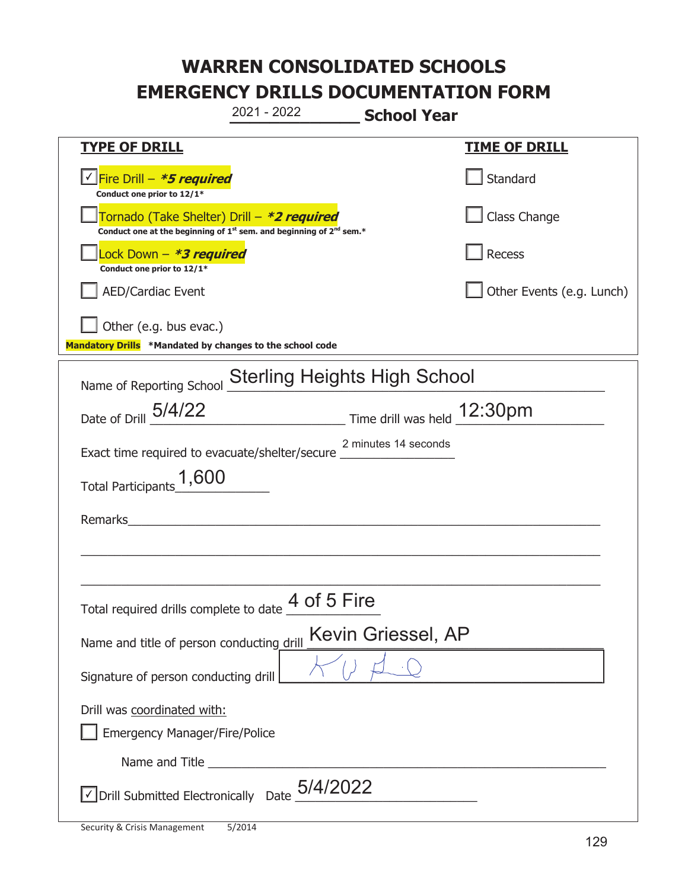# WARREN CONSOLIDATED SCHOOLS
# EMERGENCY DRILLS DOCUMENTATION FORM

2021 - 2022 **School Year**

| **TYPE OF DRILL** | **TIME OF DRILL** |
|---|---|
| ☑ Fire Drill – ***5 required*** <br> **Conduct one prior to 12/1*** | ☐ Standard |
| ☐ Tornado (Take Shelter) Drill – ***2 required*** <br> **Conduct one at the beginning of 1st sem. and beginning of 2nd sem.*** | ☐ Class Change |
| ☐ Lock Down – ***3 required*** <br> **Conduct one prior to 12/1*** | ☐ Recess |
| ☐ AED/Cardiac Event | ☐ Other Events (e.g. Lunch) |
| ☐ Other (e.g. bus evac.) | |

**Mandatory Drills** **\*Mandated by changes to the school code**

Name of Reporting School: Sterling Heights High School

Date of Drill: 5/4/22 Time drill was held: 12:30pm

Exact time required to evacuate/shelter/secure: 2 minutes 14 seconds

Total Participants: 1,600

Remarks: ______________________________________________

Total required drills complete to date: 4 of 5 Fire

Name and title of person conducting drill: Kevin Griessel, AP

Signature of person conducting drill: [signature]

Drill was coordinated with:

☐ Emergency Manager/Fire/Police

Name and Title ______________________________________________

☑ Drill Submitted Electronically Date: 5/4/2022

Security & Crisis Management 5/2014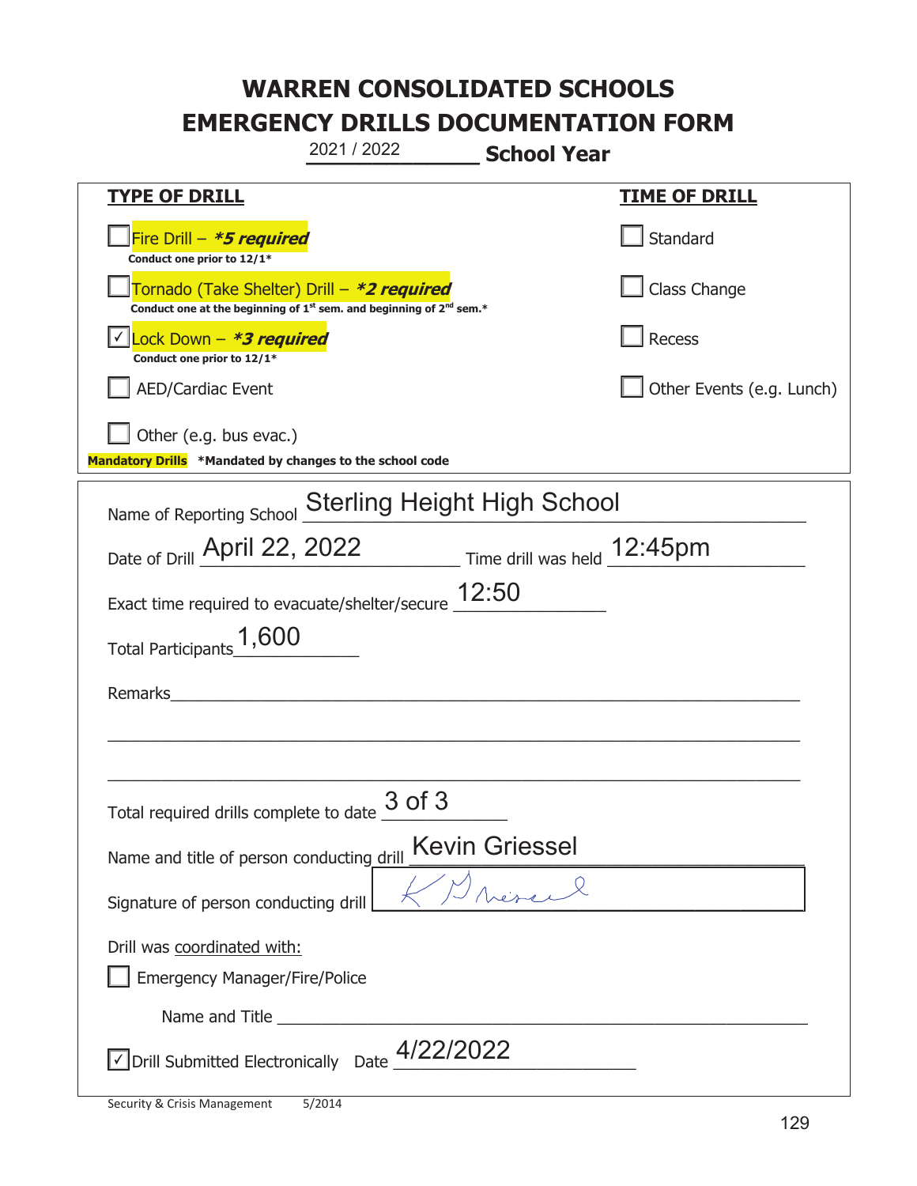# WARREN CONSOLIDATED SCHOOLS
# EMERGENCY DRILLS DOCUMENTATION FORM

2021 / 2022 **School Year**

| **TYPE OF DRILL** | **TIME OF DRILL** |
| --- | --- |
| ☐ Fire Drill – ***5 required*** <br> **Conduct one prior to 12/1*** | ☐ Standard |
| ☐ Tornado (Take Shelter) Drill – ***2 required*** <br> **Conduct one at the beginning of 1st sem. and beginning of 2nd sem.*** | ☐ Class Change |
| ☑ Lock Down – ***3 required*** <br> **Conduct one prior to 12/1*** | ☐ Recess |
| ☐ AED/Cardiac Event | ☐ Other Events (e.g. Lunch) |
| ☐ Other (e.g. bus evac.) | |

**Mandatory Drills** ***Mandated by changes to the school code**

Name of Reporting School: Sterling Height High School

Date of Drill: April 22, 2022 Time drill was held: 12:45pm

Exact time required to evacuate/shelter/secure: 12:50

Total Participants: 1,600

Remarks: ______________________________________________

Total required drills complete to date: 3 of 3

Name and title of person conducting drill: Kevin Griessel

Signature of person conducting drill: K Griessel

Drill was coordinated with:

☐ Emergency Manager/Fire/Police

Name and Title ______________________________________________

☑ Drill Submitted Electronically Date: 4/22/2022

Security & Crisis Management 5/2014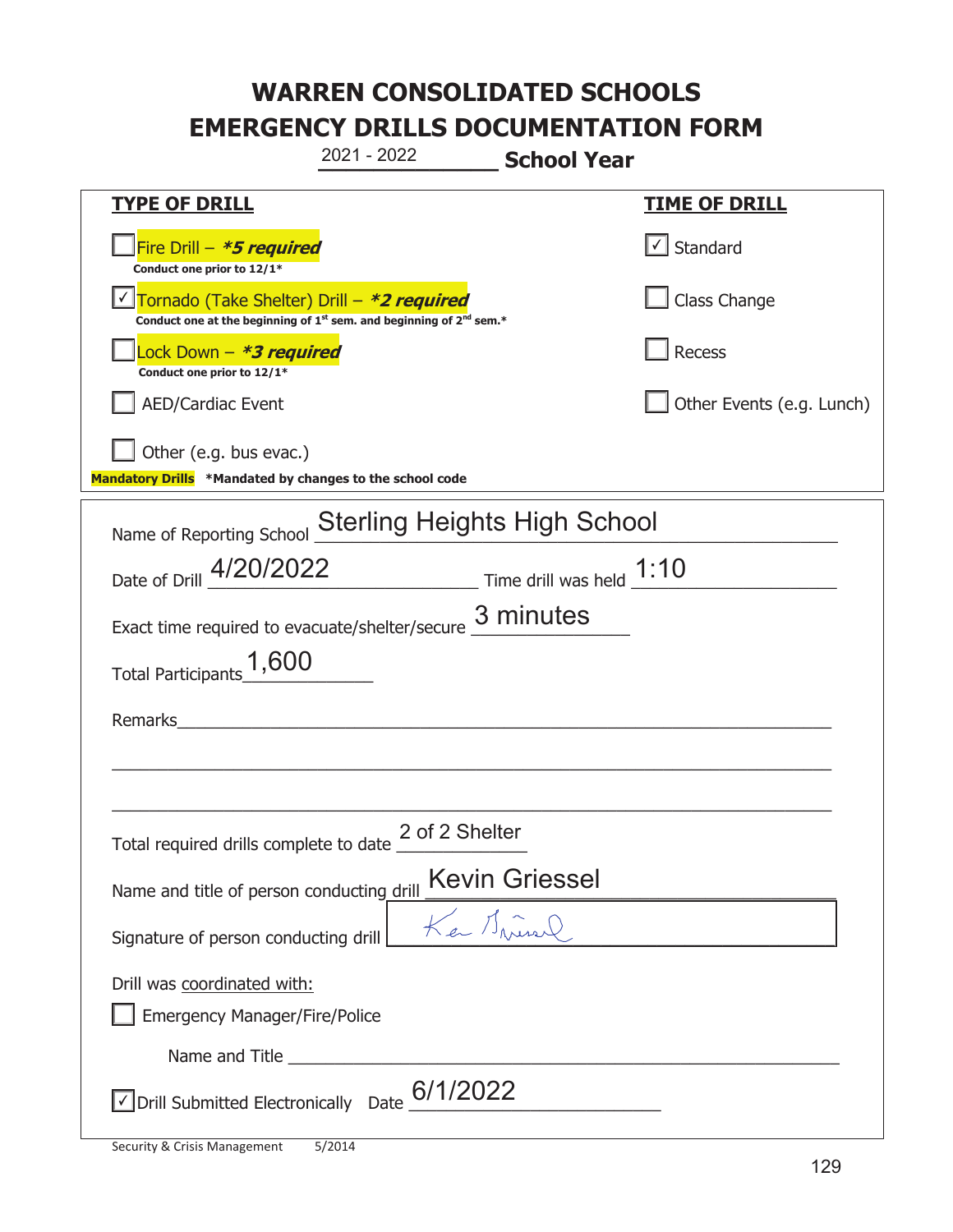# WARREN CONSOLIDATED SCHOOLS
# EMERGENCY DRILLS DOCUMENTATION FORM

2021 - 2022 **School Year**

| **TYPE OF DRILL** | **TIME OF DRILL** |
|---|---|
| ☐ Fire Drill – ***5 required*** <br> **Conduct one prior to 12/1*** | ☑ Standard |
| ☑ Tornado (Take Shelter) Drill – ***2 required*** <br> **Conduct one at the beginning of 1st sem. and beginning of 2nd sem.*** | ☐ Class Change |
| ☐ Lock Down – ***3 required*** <br> **Conduct one prior to 12/1*** | ☐ Recess |
| ☐ AED/Cardiac Event | ☐ Other Events (e.g. Lunch) |
| ☐ Other (e.g. bus evac.) | |

**Mandatory Drills** **\*Mandated by changes to the school code**

Name of Reporting School: Sterling Heights High School

Date of Drill: 4/20/2022 Time drill was held: 1:10

Exact time required to evacuate/shelter/secure: 3 minutes

Total Participants: 1,600

Remarks: ___

Total required drills complete to date: 2 of 2 Shelter

Name and title of person conducting drill: Kevin Griessel

Signature of person conducting drill: [signature]

Drill was coordinated with:

☐ Emergency Manager/Fire/Police

Name and Title ___

☑ Drill Submitted Electronically Date: 6/1/2022

Security & Crisis Management 5/2014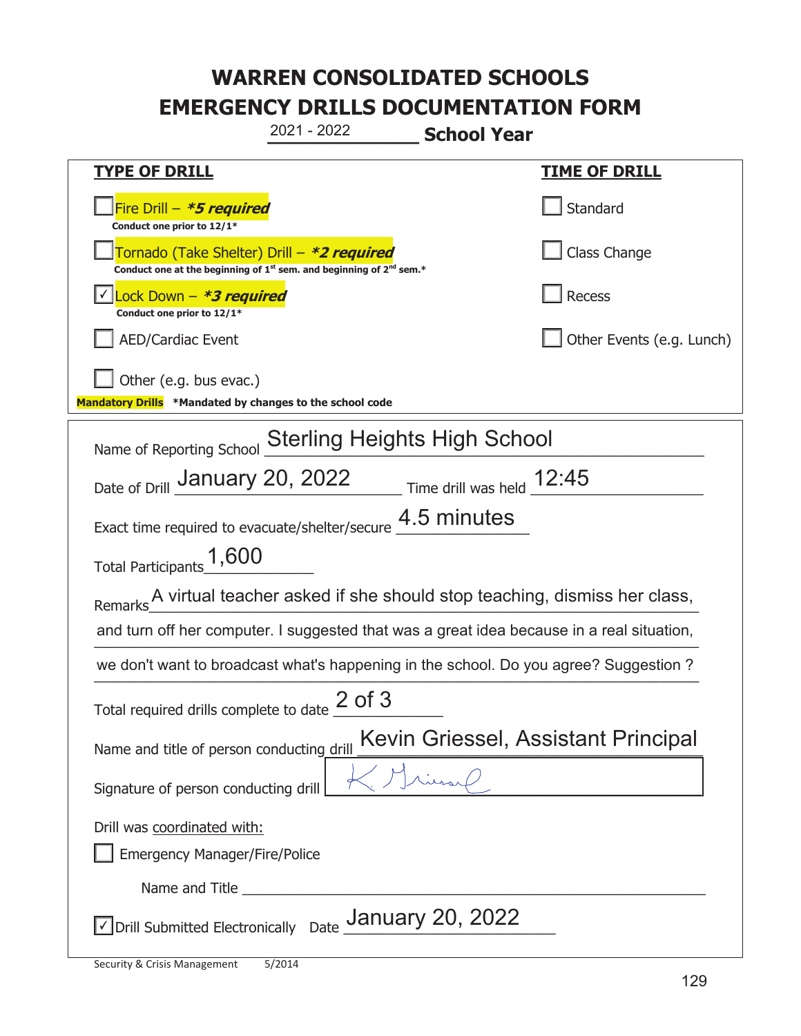# WARREN CONSOLIDATED SCHOOLS
# EMERGENCY DRILLS DOCUMENTATION FORM

2021 - 2022 **School Year**

| **TYPE OF DRILL** | **TIME OF DRILL** |
|---|---|
| ☐ Fire Drill – ***5 required*** <br> **Conduct one prior to 12/1*** | ☐ Standard |
| ☐ Tornado (Take Shelter) Drill – ***2 required*** <br> **Conduct one at the beginning of 1st sem. and beginning of 2nd sem.*** | ☐ Class Change |
| ☑ Lock Down – ***3 required*** <br> **Conduct one prior to 12/1*** | ☐ Recess |
| ☐ AED/Cardiac Event | ☐ Other Events (e.g. Lunch) |
| ☐ Other (e.g. bus evac.) | |

**Mandatory Drills** **\*Mandated by changes to the school code**

Name of Reporting School: Sterling Heights High School

Date of Drill: January 20, 2022 Time drill was held: 12:45

Exact time required to evacuate/shelter/secure: 4.5 minutes

Total Participants: 1,600

Remarks: A virtual teacher asked if she should stop teaching, dismiss her class, and turn off her computer. I suggested that was a great idea because in a real situation, we don't want to broadcast what's happening in the school. Do you agree? Suggestion ?

Total required drills complete to date: 2 of 3

Name and title of person conducting drill: Kevin Griessel, Assistant Principal

Signature of person conducting drill: K. Griessel

Drill was coordinated with:

☐ Emergency Manager/Fire/Police

Name and Title: ______________________

☑ Drill Submitted Electronically Date: January 20, 2022

Security & Crisis Management 5/2014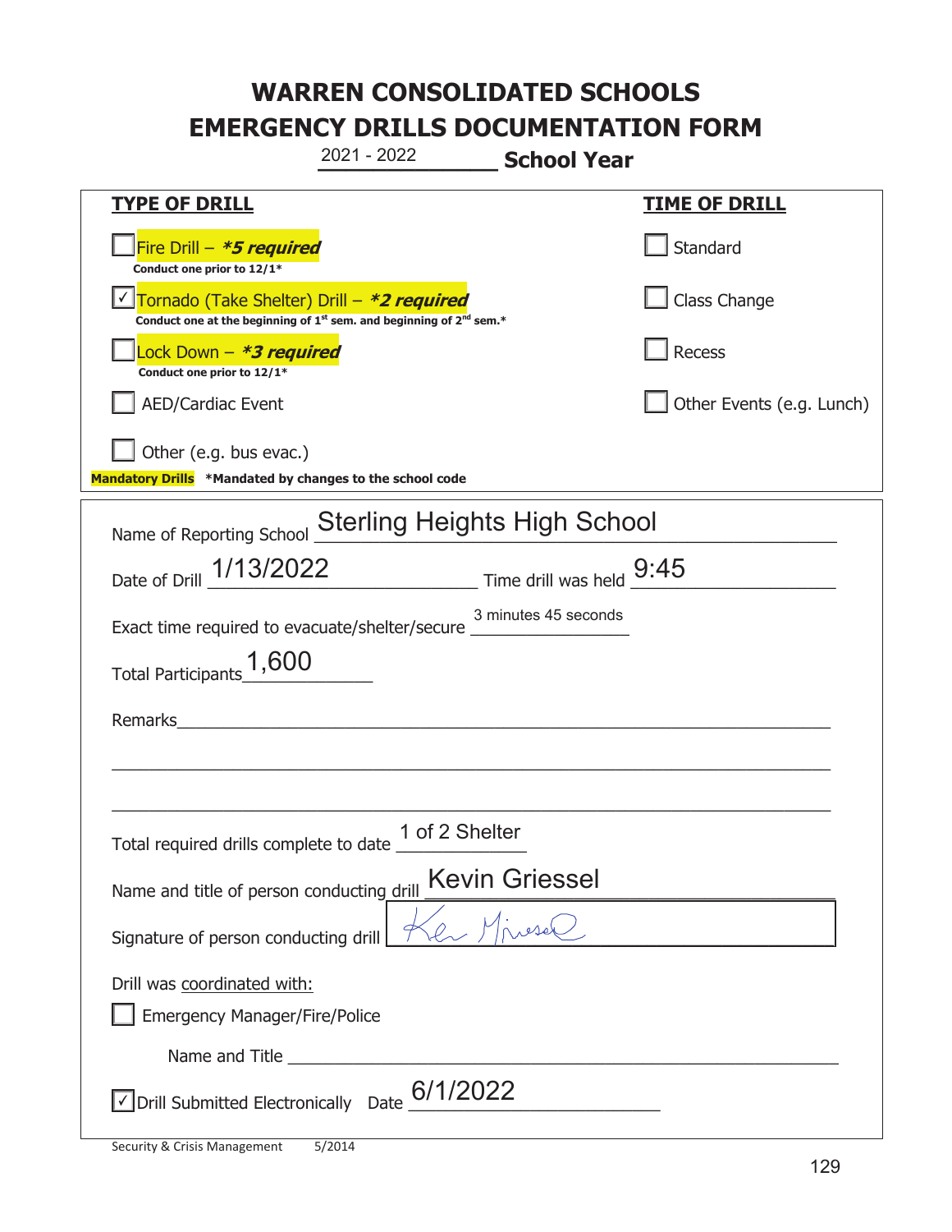# WARREN CONSOLIDATED SCHOOLS
# EMERGENCY DRILLS DOCUMENTATION FORM

2021 - 2022 **School Year**

| **TYPE OF DRILL** | **TIME OF DRILL** |
|---|---|
| ☐ Fire Drill – ***5 required*** <br> **Conduct one prior to 12/1*** | ☐ Standard |
| ☑ Tornado (Take Shelter) Drill – ***2 required*** <br> **Conduct one at the beginning of 1st sem. and beginning of 2nd sem.*** | ☐ Class Change |
| ☐ Lock Down – ***3 required*** <br> **Conduct one prior to 12/1*** | ☐ Recess |
| ☐ AED/Cardiac Event | ☐ Other Events (e.g. Lunch) |
| ☐ Other (e.g. bus evac.) | |

**Mandatory Drills** **\*Mandated by changes to the school code**

Name of Reporting School: Sterling Heights High School

Date of Drill: 1/13/2022 Time drill was held: 9:45

Exact time required to evacuate/shelter/secure: 3 minutes 45 seconds

Total Participants: 1,600

Remarks: ______________________________

Total required drills complete to date: 1 of 2 Shelter

Name and title of person conducting drill: Kevin Griessel

Signature of person conducting drill: [signature]

Drill was coordinated with:

☐ Emergency Manager/Fire/Police

Name and Title ______________________________

☑ Drill Submitted Electronically Date: 6/1/2022

Security & Crisis Management 5/2014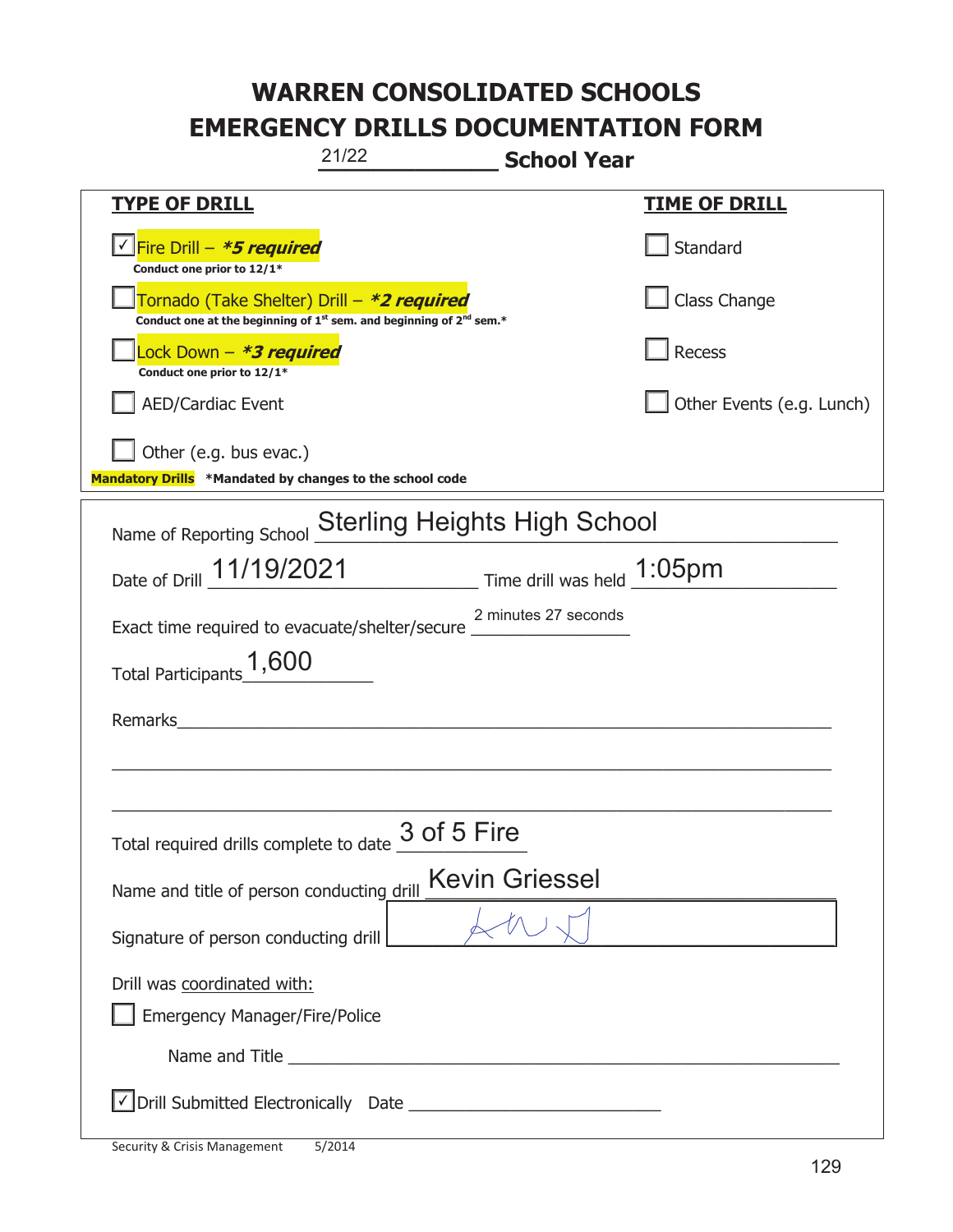# WARREN CONSOLIDATED SCHOOLS
# EMERGENCY DRILLS DOCUMENTATION FORM

21/22 **School Year**

| **TYPE OF DRILL** | **TIME OF DRILL** |
|---|---|
| ☑ Fire Drill – ***5 required*** Conduct one prior to 12/1* | ☐ Standard |
| ☐ Tornado (Take Shelter) Drill – ***2 required*** Conduct one at the beginning of 1st sem. and beginning of 2nd sem.* | ☐ Class Change |
| ☐ Lock Down – ***3 required*** Conduct one prior to 12/1* | ☐ Recess |
| ☐ AED/Cardiac Event | ☐ Other Events (e.g. Lunch) |
| ☐ Other (e.g. bus evac.) | |

**Mandatory Drills** ***Mandated by changes to the school code**

Name of Reporting School: Sterling Heights High School

Date of Drill: 11/19/2021 Time drill was held: 1:05pm

Exact time required to evacuate/shelter/secure: 2 minutes 27 seconds

Total Participants: 1,600

Remarks: ______________________________

Total required drills complete to date: 3 of 5 Fire

Name and title of person conducting drill: Kevin Griessel

Signature of person conducting drill: [signature]

Drill was coordinated with:

☐ Emergency Manager/Fire/Police

Name and Title ______________________________

☑ Drill Submitted Electronically Date ______________________________

Security & Crisis Management 5/2014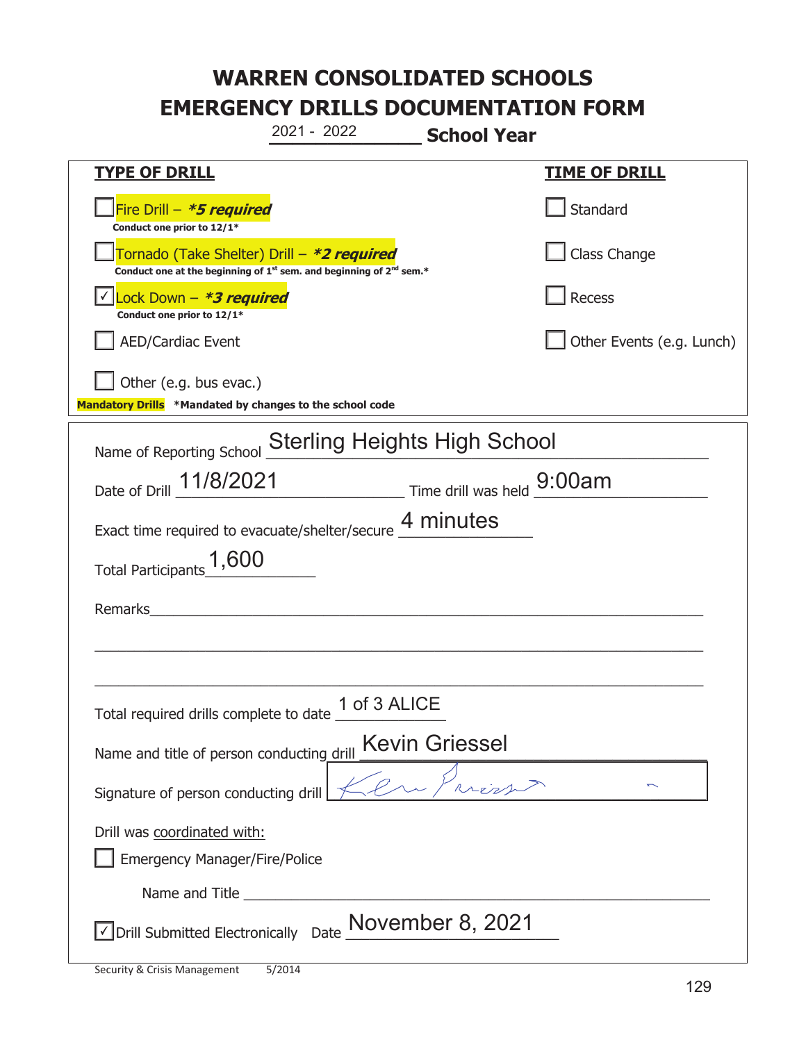# WARREN CONSOLIDATED SCHOOLS
# EMERGENCY DRILLS DOCUMENTATION FORM

2021 - 2022 **School Year**

| **TYPE OF DRILL** | **TIME OF DRILL** |
|---|---|
| ☐ Fire Drill – ***\*5 required*** <br> **Conduct one prior to 12/1\*** | ☐ Standard |
| ☐ Tornado (Take Shelter) Drill – ***\*2 required*** <br> **Conduct one at the beginning of 1st sem. and beginning of 2nd sem.\*** | ☐ Class Change |
| ☑ Lock Down – ***\*3 required*** <br> **Conduct one prior to 12/1\*** | ☐ Recess |
| ☐ AED/Cardiac Event | ☐ Other Events (e.g. Lunch) |
| ☐ Other (e.g. bus evac.) | |

**Mandatory Drills** **\*Mandated by changes to the school code**

Name of Reporting School: Sterling Heights High School

Date of Drill: 11/8/2021 Time drill was held: 9:00am

Exact time required to evacuate/shelter/secure: 4 minutes

Total Participants: 1,600

Remarks: ______________________________

Total required drills complete to date: 1 of 3 ALICE

Name and title of person conducting drill: Kevin Griessel

Signature of person conducting drill: [signature]

Drill was coordinated with:

☐ Emergency Manager/Fire/Police

Name and Title ______________________________

☑ Drill Submitted Electronically Date: November 8, 2021

Security & Crisis Management 5/2014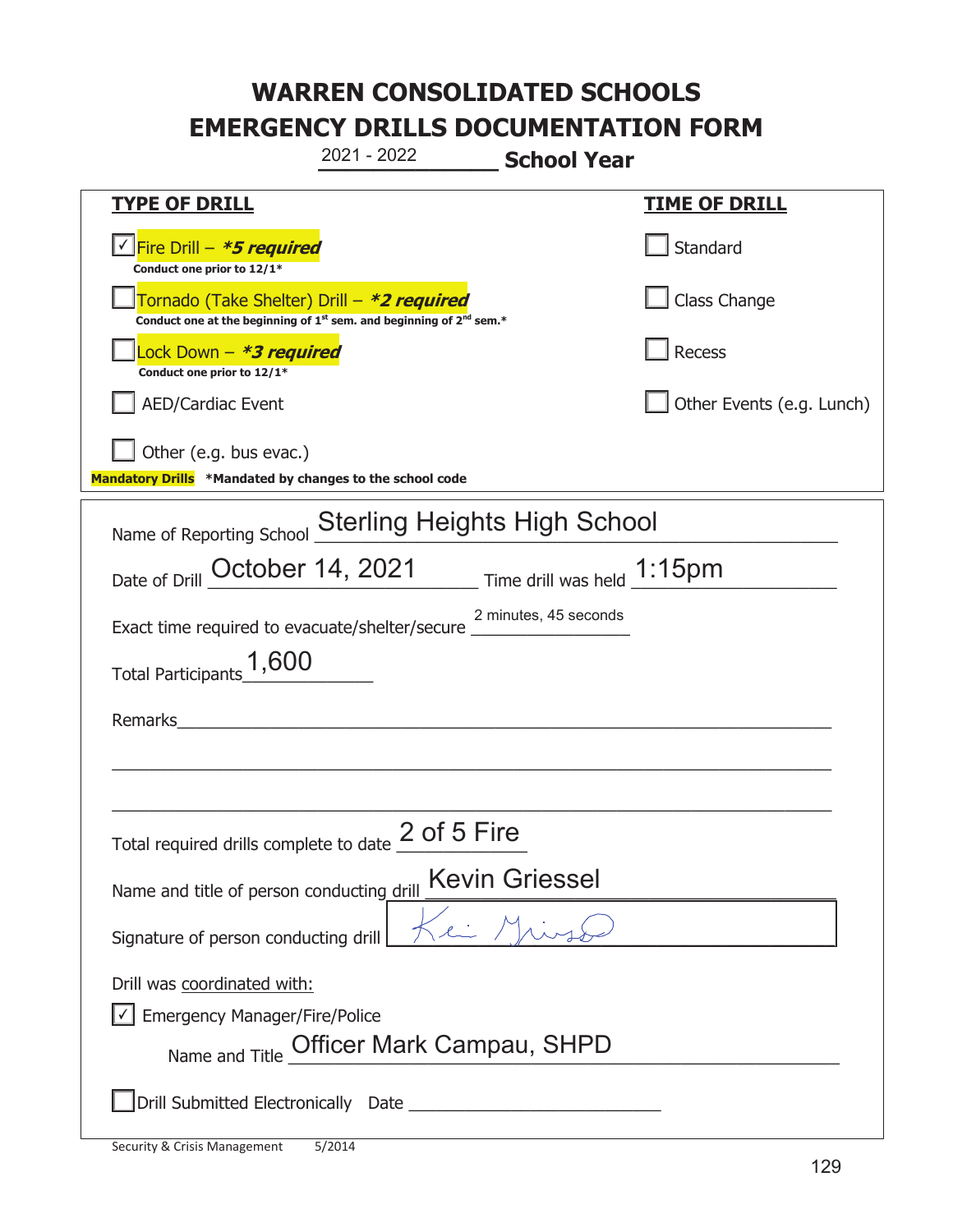# WARREN CONSOLIDATED SCHOOLS
# EMERGENCY DRILLS DOCUMENTATION FORM

2021 - 2022 **School Year**

| **TYPE OF DRILL** | **TIME OF DRILL** |
|---|---|
| ☑ Fire Drill – ***5 required*** <br> **Conduct one prior to 12/1*** | ☐ Standard |
| ☐ Tornado (Take Shelter) Drill – ***2 required*** <br> **Conduct one at the beginning of 1st sem. and beginning of 2nd sem.*** | ☐ Class Change |
| ☐ Lock Down – ***3 required*** <br> **Conduct one prior to 12/1*** | ☐ Recess |
| ☐ AED/Cardiac Event | ☐ Other Events (e.g. Lunch) |
| ☐ Other (e.g. bus evac.) | |

**Mandatory Drills** **\*Mandated by changes to the school code**

Name of Reporting School: Sterling Heights High School

Date of Drill: October 14, 2021 Time drill was held: 1:15pm

Exact time required to evacuate/shelter/secure: 2 minutes, 45 seconds

Total Participants: 1,600

Remarks: ___

Total required drills complete to date: 2 of 5 Fire

Name and title of person conducting drill: Kevin Griessel

Signature of person conducting drill: [signature]

Drill was coordinated with:

☑ Emergency Manager/Fire/Police

Name and Title: Officer Mark Campau, SHPD

☐ Drill Submitted Electronically Date ___

Security & Crisis Management 5/2014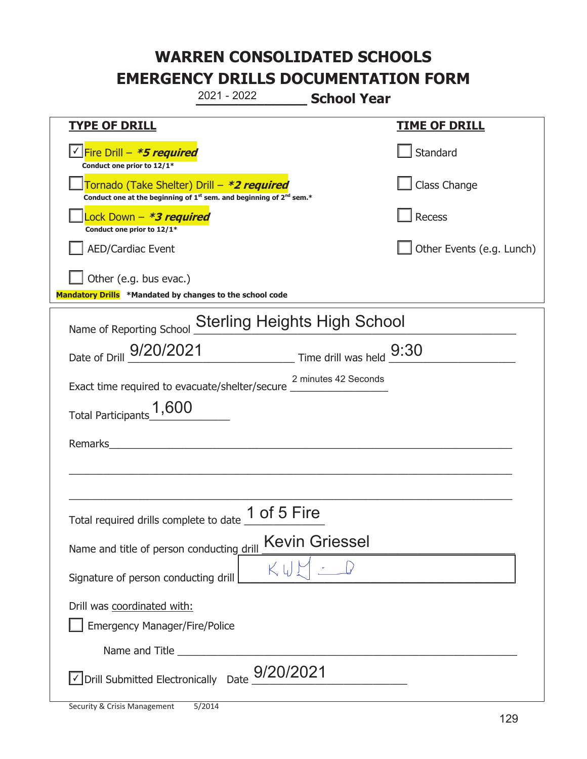# WARREN CONSOLIDATED SCHOOLS
# EMERGENCY DRILLS DOCUMENTATION FORM

2021 - 2022 **School Year**

| **TYPE OF DRILL** | **TIME OF DRILL** |
|---|---|
| ☑ Fire Drill – ***5 required** <br> **Conduct one prior to 12/1*** | ☐ Standard |
| ☐ Tornado (Take Shelter) Drill – ***2 required** <br> **Conduct one at the beginning of 1st sem. and beginning of 2nd sem.*** | ☐ Class Change |
| ☐ Lock Down – ***3 required** <br> **Conduct one prior to 12/1*** | ☐ Recess |
| ☐ AED/Cardiac Event | ☐ Other Events (e.g. Lunch) |
| ☐ Other (e.g. bus evac.) | |

**Mandatory Drills** ***Mandated by changes to the school code**

Name of Reporting School: Sterling Heights High School

Date of Drill: 9/20/2021 Time drill was held: 9:30

Exact time required to evacuate/shelter/secure: 2 minutes 42 Seconds

Total Participants: 1,600

Remarks: ______

Total required drills complete to date: 1 of 5 Fire

Name and title of person conducting drill: Kevin Griessel

Signature of person conducting drill: [signature]

Drill was coordinated with:

☐ Emergency Manager/Fire/Police

Name and Title ______

☑ Drill Submitted Electronically Date: 9/20/2021

Security & Crisis Management 5/2014